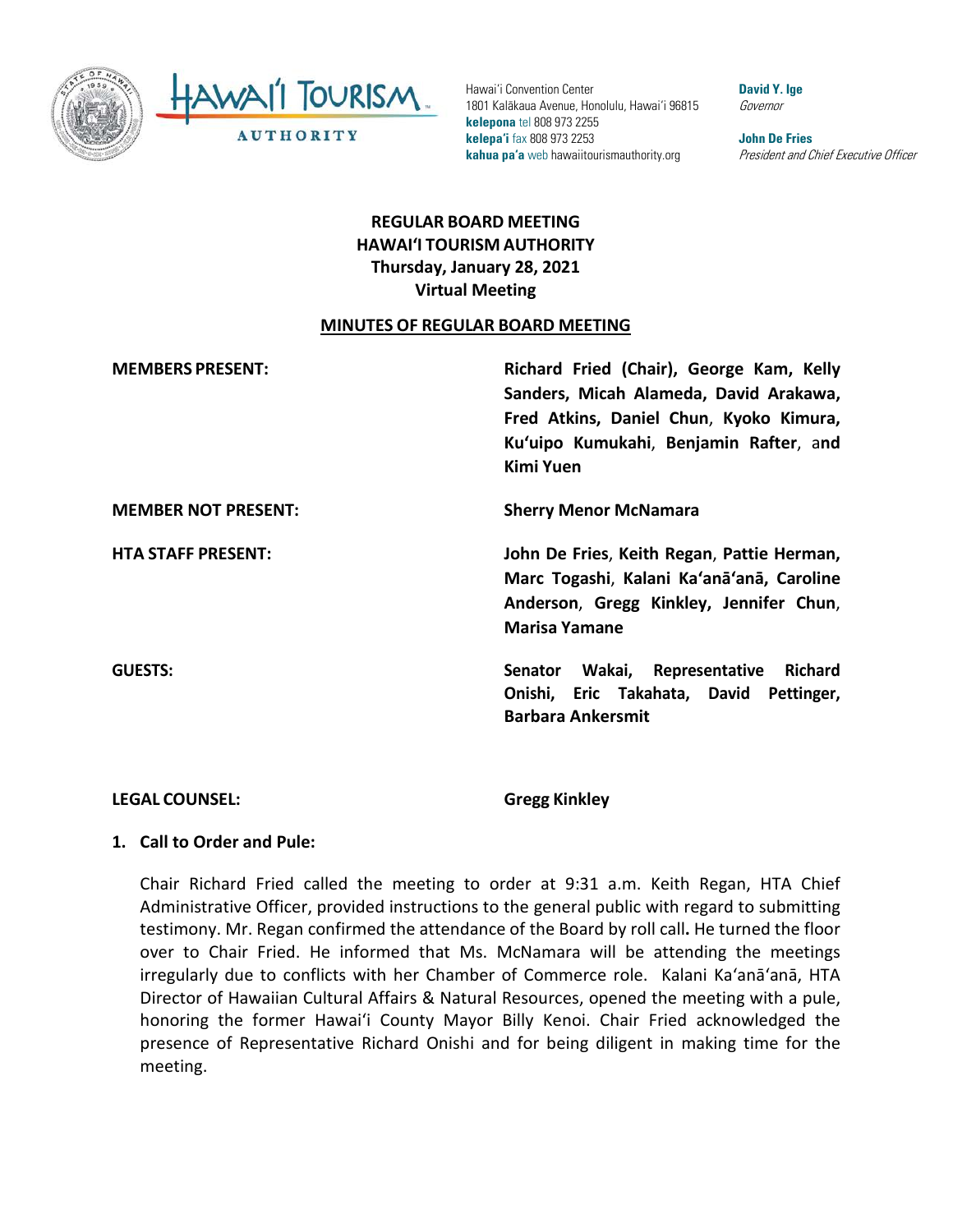Hawai'i Convention Center
1801 Kalākaua Avenue, Honolulu, Hawai'i 96815
**kelepona** tel 808 973 2255
**kelepa'i** fax 808 973 2253
**kahua pa'a** web hawaiitourismauthority.org

**David Y. Ige**
*Governor*

**John De Fries**
*President and Chief Executive Officer*

# REGULAR BOARD MEETING
# HAWAI'I TOURISM AUTHORITY
## Thursday, January 28, 2021
## Virtual Meeting

**MINUTES OF REGULAR BOARD MEETING**

**MEMBERS PRESENT:** **Richard Fried (Chair), George Kam, Kelly Sanders, Micah Alameda, David Arakawa, Fred Atkins, Daniel Chun, Kyoko Kimura, Ku'uipo Kumukahi, Benjamin Rafter, and Kimi Yuen**

**MEMBER NOT PRESENT:** **Sherry Menor McNamara**

**HTA STAFF PRESENT:** **John De Fries, Keith Regan, Pattie Herman, Marc Togashi, Kalani Ka'anā'anā, Caroline Anderson, Gregg Kinkley, Jennifer Chun, Marisa Yamane**

**GUESTS:** **Senator Wakai, Representative Richard Onishi, Eric Takahata, David Pettinger, Barbara Ankersmit**

**LEGAL COUNSEL:** **Gregg Kinkley**

**1. Call to Order and Pule:**

Chair Richard Fried called the meeting to order at 9:31 a.m. Keith Regan, HTA Chief Administrative Officer, provided instructions to the general public with regard to submitting testimony. Mr. Regan confirmed the attendance of the Board by roll call**.** He turned the floor over to Chair Fried. He informed that Ms. McNamara will be attending the meetings irregularly due to conflicts with her Chamber of Commerce role. Kalani Ka'anā'anā, HTA Director of Hawaiian Cultural Affairs & Natural Resources, opened the meeting with a pule, honoring the former Hawai'i County Mayor Billy Kenoi. Chair Fried acknowledged the presence of Representative Richard Onishi and for being diligent in making time for the meeting.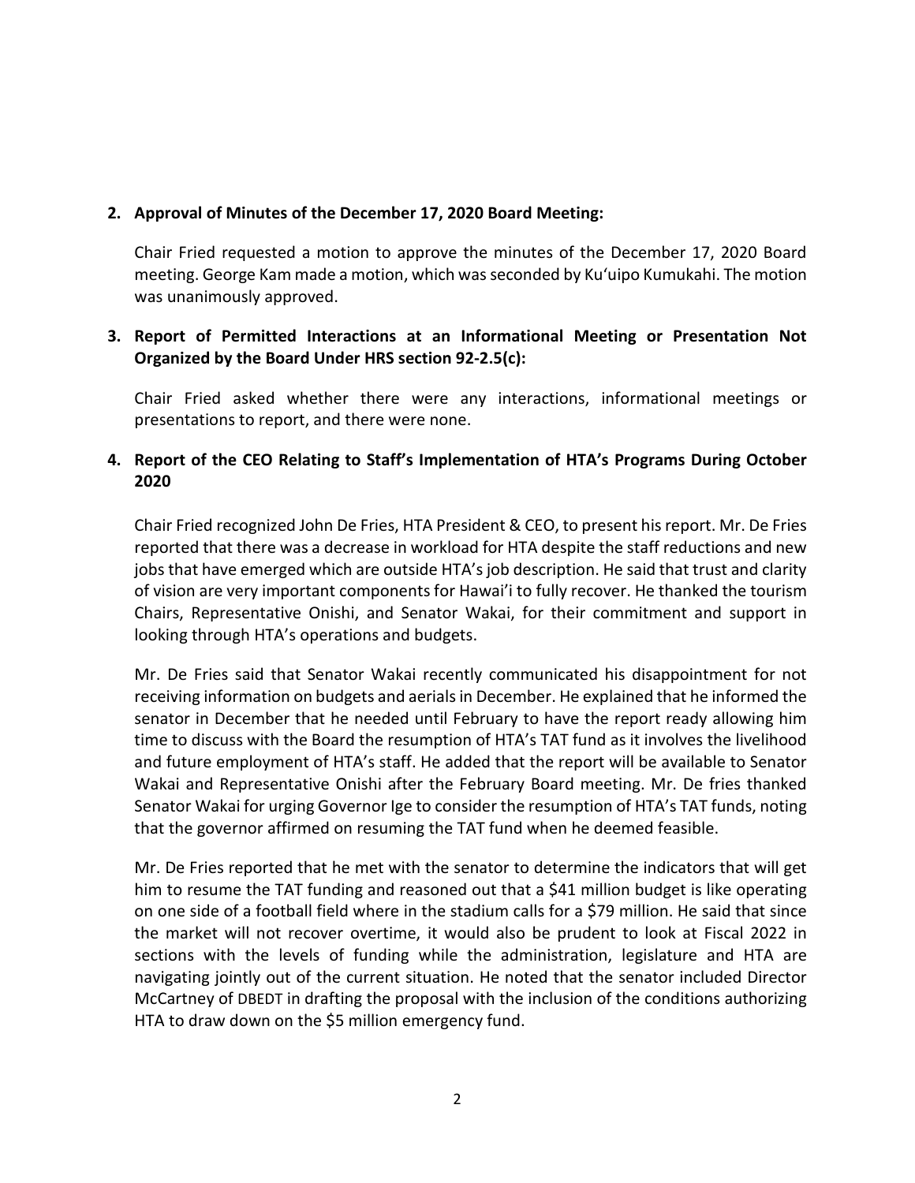## 2. Approval of Minutes of the December 17, 2020 Board Meeting:

Chair Fried requested a motion to approve the minutes of the December 17, 2020 Board meeting. George Kam made a motion, which was seconded by Ku'uipo Kumukahi. The motion was unanimously approved.

## 3. Report of Permitted Interactions at an Informational Meeting or Presentation Not Organized by the Board Under HRS section 92-2.5(c):

Chair Fried asked whether there were any interactions, informational meetings or presentations to report, and there were none.

## 4. Report of the CEO Relating to Staff's Implementation of HTA's Programs During October 2020

Chair Fried recognized John De Fries, HTA President & CEO, to present his report. Mr. De Fries reported that there was a decrease in workload for HTA despite the staff reductions and new jobs that have emerged which are outside HTA's job description. He said that trust and clarity of vision are very important components for Hawai'i to fully recover. He thanked the tourism Chairs, Representative Onishi, and Senator Wakai, for their commitment and support in looking through HTA's operations and budgets.

Mr. De Fries said that Senator Wakai recently communicated his disappointment for not receiving information on budgets and aerials in December. He explained that he informed the senator in December that he needed until February to have the report ready allowing him time to discuss with the Board the resumption of HTA's TAT fund as it involves the livelihood and future employment of HTA's staff. He added that the report will be available to Senator Wakai and Representative Onishi after the February Board meeting. Mr. De fries thanked Senator Wakai for urging Governor Ige to consider the resumption of HTA's TAT funds, noting that the governor affirmed on resuming the TAT fund when he deemed feasible.

Mr. De Fries reported that he met with the senator to determine the indicators that will get him to resume the TAT funding and reasoned out that a $41 million budget is like operating on one side of a football field where in the stadium calls for a $79 million. He said that since the market will not recover overtime, it would also be prudent to look at Fiscal 2022 in sections with the levels of funding while the administration, legislature and HTA are navigating jointly out of the current situation. He noted that the senator included Director McCartney of DBEDT in drafting the proposal with the inclusion of the conditions authorizing HTA to draw down on the $5 million emergency fund.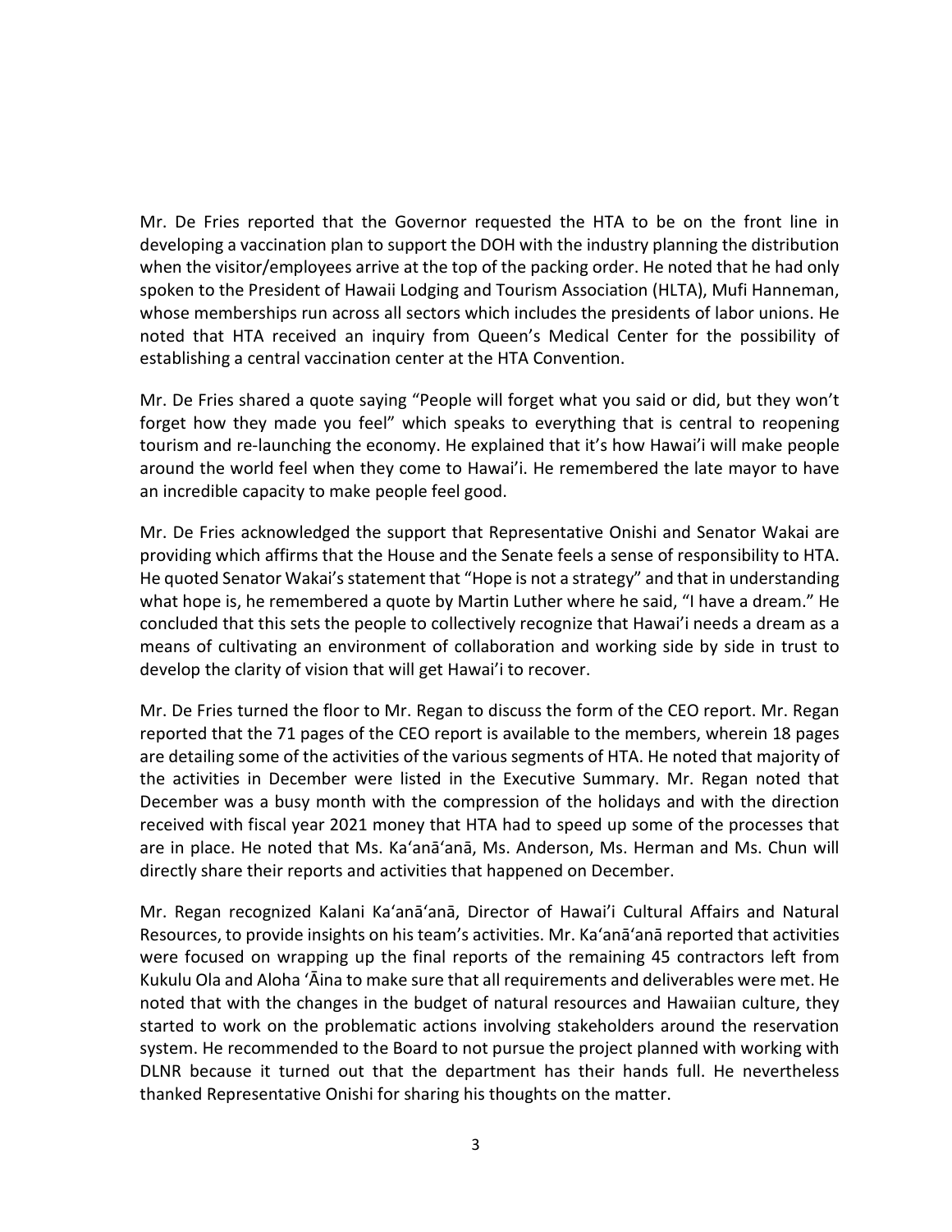Mr. De Fries reported that the Governor requested the HTA to be on the front line in developing a vaccination plan to support the DOH with the industry planning the distribution when the visitor/employees arrive at the top of the packing order. He noted that he had only spoken to the President of Hawaii Lodging and Tourism Association (HLTA), Mufi Hanneman, whose memberships run across all sectors which includes the presidents of labor unions. He noted that HTA received an inquiry from Queen's Medical Center for the possibility of establishing a central vaccination center at the HTA Convention.

Mr. De Fries shared a quote saying "People will forget what you said or did, but they won't forget how they made you feel" which speaks to everything that is central to reopening tourism and re-launching the economy. He explained that it's how Hawai'i will make people around the world feel when they come to Hawai'i. He remembered the late mayor to have an incredible capacity to make people feel good.

Mr. De Fries acknowledged the support that Representative Onishi and Senator Wakai are providing which affirms that the House and the Senate feels a sense of responsibility to HTA. He quoted Senator Wakai's statement that "Hope is not a strategy" and that in understanding what hope is, he remembered a quote by Martin Luther where he said, "I have a dream." He concluded that this sets the people to collectively recognize that Hawai'i needs a dream as a means of cultivating an environment of collaboration and working side by side in trust to develop the clarity of vision that will get Hawai'i to recover.

Mr. De Fries turned the floor to Mr. Regan to discuss the form of the CEO report. Mr. Regan reported that the 71 pages of the CEO report is available to the members, wherein 18 pages are detailing some of the activities of the various segments of HTA. He noted that majority of the activities in December were listed in the Executive Summary. Mr. Regan noted that December was a busy month with the compression of the holidays and with the direction received with fiscal year 2021 money that HTA had to speed up some of the processes that are in place. He noted that Ms. Ka'anā'anā, Ms. Anderson, Ms. Herman and Ms. Chun will directly share their reports and activities that happened on December.

Mr. Regan recognized Kalani Ka'anā'anā, Director of Hawai'i Cultural Affairs and Natural Resources, to provide insights on his team's activities. Mr. Ka'anā'anā reported that activities were focused on wrapping up the final reports of the remaining 45 contractors left from Kukulu Ola and Aloha 'Āina to make sure that all requirements and deliverables were met. He noted that with the changes in the budget of natural resources and Hawaiian culture, they started to work on the problematic actions involving stakeholders around the reservation system. He recommended to the Board to not pursue the project planned with working with DLNR because it turned out that the department has their hands full. He nevertheless thanked Representative Onishi for sharing his thoughts on the matter.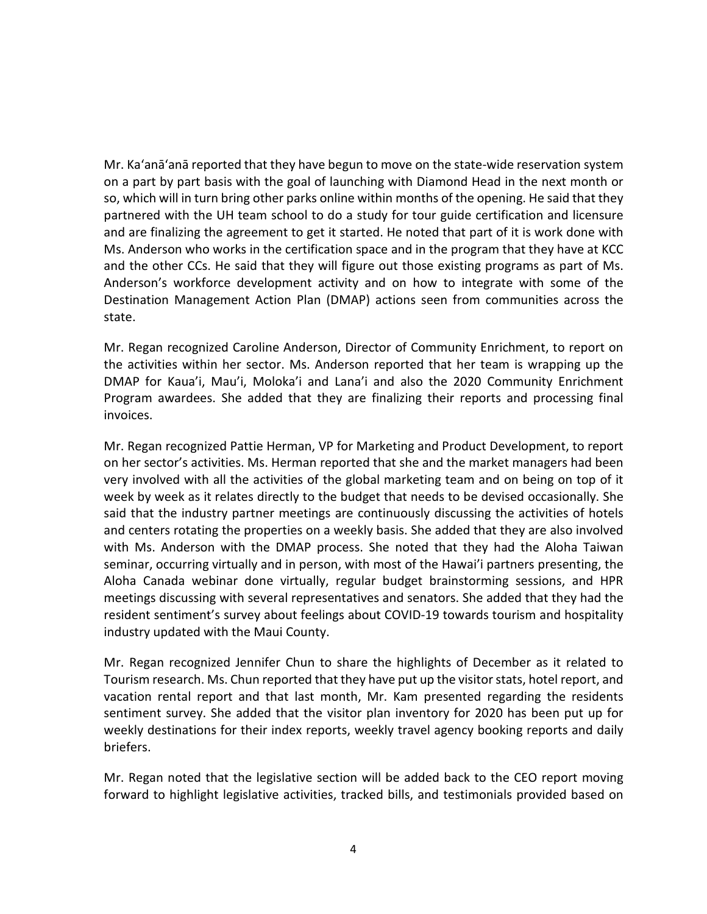Mr. Ka'anā'anā reported that they have begun to move on the state-wide reservation system on a part by part basis with the goal of launching with Diamond Head in the next month or so, which will in turn bring other parks online within months of the opening. He said that they partnered with the UH team school to do a study for tour guide certification and licensure and are finalizing the agreement to get it started. He noted that part of it is work done with Ms. Anderson who works in the certification space and in the program that they have at KCC and the other CCs. He said that they will figure out those existing programs as part of Ms. Anderson's workforce development activity and on how to integrate with some of the Destination Management Action Plan (DMAP) actions seen from communities across the state.

Mr. Regan recognized Caroline Anderson, Director of Community Enrichment, to report on the activities within her sector. Ms. Anderson reported that her team is wrapping up the DMAP for Kaua'i, Mau'i, Moloka'i and Lana'i and also the 2020 Community Enrichment Program awardees. She added that they are finalizing their reports and processing final invoices.

Mr. Regan recognized Pattie Herman, VP for Marketing and Product Development, to report on her sector's activities. Ms. Herman reported that she and the market managers had been very involved with all the activities of the global marketing team and on being on top of it week by week as it relates directly to the budget that needs to be devised occasionally. She said that the industry partner meetings are continuously discussing the activities of hotels and centers rotating the properties on a weekly basis. She added that they are also involved with Ms. Anderson with the DMAP process. She noted that they had the Aloha Taiwan seminar, occurring virtually and in person, with most of the Hawai'i partners presenting, the Aloha Canada webinar done virtually, regular budget brainstorming sessions, and HPR meetings discussing with several representatives and senators. She added that they had the resident sentiment's survey about feelings about COVID-19 towards tourism and hospitality industry updated with the Maui County.

Mr. Regan recognized Jennifer Chun to share the highlights of December as it related to Tourism research. Ms. Chun reported that they have put up the visitor stats, hotel report, and vacation rental report and that last month, Mr. Kam presented regarding the residents sentiment survey. She added that the visitor plan inventory for 2020 has been put up for weekly destinations for their index reports, weekly travel agency booking reports and daily briefers.

Mr. Regan noted that the legislative section will be added back to the CEO report moving forward to highlight legislative activities, tracked bills, and testimonials provided based on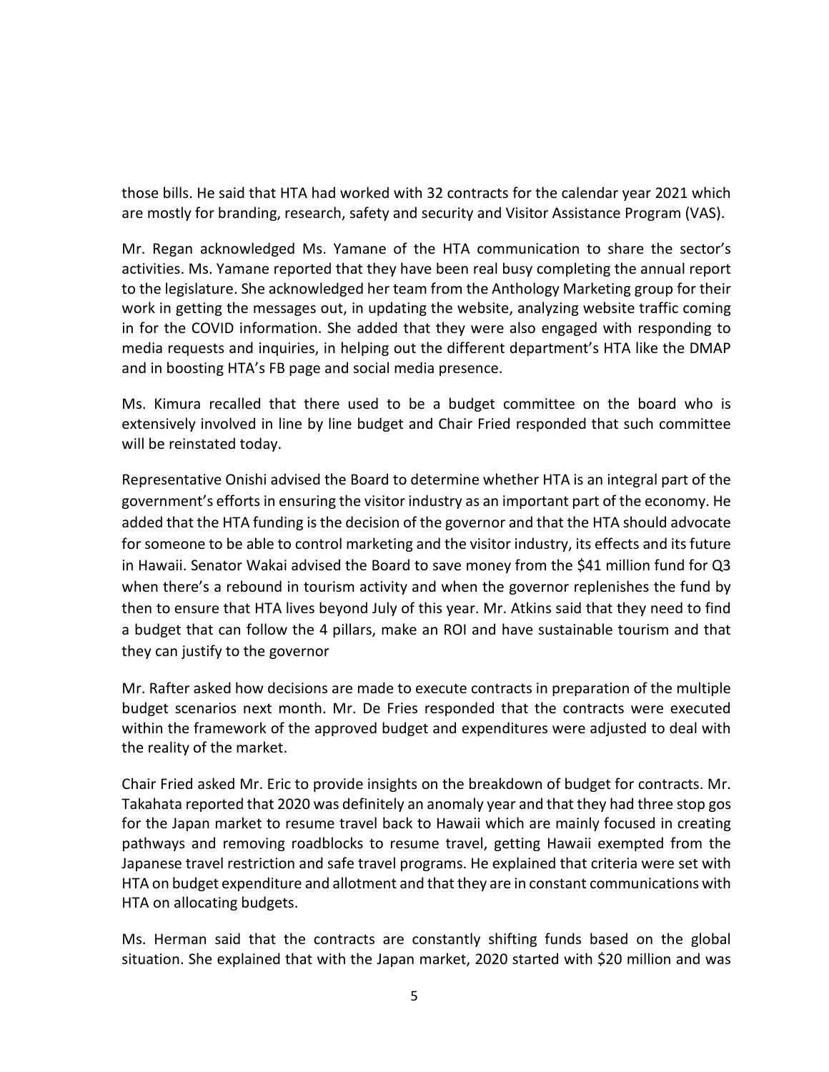those bills. He said that HTA had worked with 32 contracts for the calendar year 2021 which are mostly for branding, research, safety and security and Visitor Assistance Program (VAS).

Mr. Regan acknowledged Ms. Yamane of the HTA communication to share the sector's activities. Ms. Yamane reported that they have been real busy completing the annual report to the legislature. She acknowledged her team from the Anthology Marketing group for their work in getting the messages out, in updating the website, analyzing website traffic coming in for the COVID information. She added that they were also engaged with responding to media requests and inquiries, in helping out the different department's HTA like the DMAP and in boosting HTA's FB page and social media presence.

Ms. Kimura recalled that there used to be a budget committee on the board who is extensively involved in line by line budget and Chair Fried responded that such committee will be reinstated today.

Representative Onishi advised the Board to determine whether HTA is an integral part of the government's efforts in ensuring the visitor industry as an important part of the economy. He added that the HTA funding is the decision of the governor and that the HTA should advocate for someone to be able to control marketing and the visitor industry, its effects and its future in Hawaii. Senator Wakai advised the Board to save money from the $41 million fund for Q3 when there's a rebound in tourism activity and when the governor replenishes the fund by then to ensure that HTA lives beyond July of this year. Mr. Atkins said that they need to find a budget that can follow the 4 pillars, make an ROI and have sustainable tourism and that they can justify to the governor

Mr. Rafter asked how decisions are made to execute contracts in preparation of the multiple budget scenarios next month. Mr. De Fries responded that the contracts were executed within the framework of the approved budget and expenditures were adjusted to deal with the reality of the market.

Chair Fried asked Mr. Eric to provide insights on the breakdown of budget for contracts. Mr. Takahata reported that 2020 was definitely an anomaly year and that they had three stop gos for the Japan market to resume travel back to Hawaii which are mainly focused in creating pathways and removing roadblocks to resume travel, getting Hawaii exempted from the Japanese travel restriction and safe travel programs. He explained that criteria were set with HTA on budget expenditure and allotment and that they are in constant communications with HTA on allocating budgets.

Ms. Herman said that the contracts are constantly shifting funds based on the global situation. She explained that with the Japan market, 2020 started with $20 million and was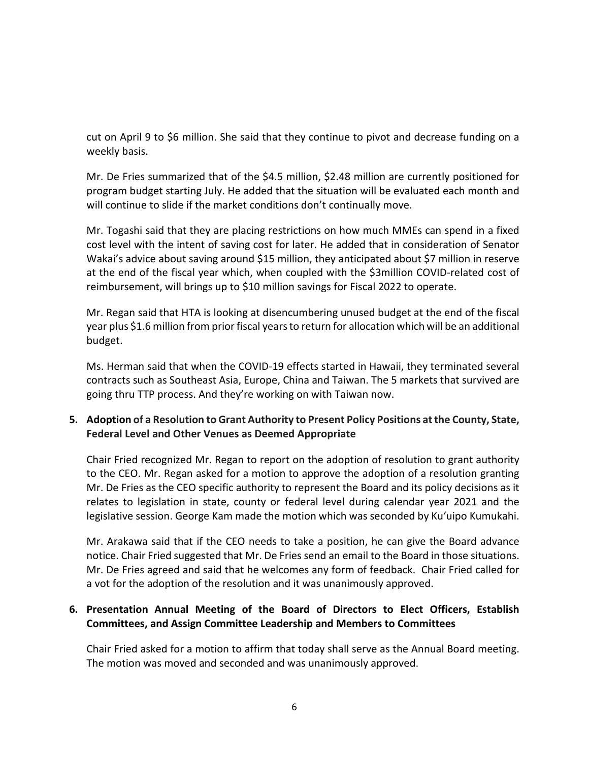cut on April 9 to \$6 million. She said that they continue to pivot and decrease funding on a weekly basis.

Mr. De Fries summarized that of the \$4.5 million, \$2.48 million are currently positioned for program budget starting July. He added that the situation will be evaluated each month and will continue to slide if the market conditions don't continually move.

Mr. Togashi said that they are placing restrictions on how much MMEs can spend in a fixed cost level with the intent of saving cost for later. He added that in consideration of Senator Wakai's advice about saving around \$15 million, they anticipated about \$7 million in reserve at the end of the fiscal year which, when coupled with the \$3million COVID-related cost of reimbursement, will brings up to \$10 million savings for Fiscal 2022 to operate.

Mr. Regan said that HTA is looking at disencumbering unused budget at the end of the fiscal year plus \$1.6 million from prior fiscal years to return for allocation which will be an additional budget.

Ms. Herman said that when the COVID-19 effects started in Hawaii, they terminated several contracts such as Southeast Asia, Europe, China and Taiwan. The 5 markets that survived are going thru TTP process. And they're working on with Taiwan now.

**5. Adoption of a Resolution to Grant Authority to Present Policy Positions at the County, State, Federal Level and Other Venues as Deemed Appropriate**

Chair Fried recognized Mr. Regan to report on the adoption of resolution to grant authority to the CEO. Mr. Regan asked for a motion to approve the adoption of a resolution granting Mr. De Fries as the CEO specific authority to represent the Board and its policy decisions as it relates to legislation in state, county or federal level during calendar year 2021 and the legislative session. George Kam made the motion which was seconded by Ku'uipo Kumukahi.

Mr. Arakawa said that if the CEO needs to take a position, he can give the Board advance notice. Chair Fried suggested that Mr. De Fries send an email to the Board in those situations. Mr. De Fries agreed and said that he welcomes any form of feedback. Chair Fried called for a vot for the adoption of the resolution and it was unanimously approved.

**6. Presentation Annual Meeting of the Board of Directors to Elect Officers, Establish Committees, and Assign Committee Leadership and Members to Committees**

Chair Fried asked for a motion to affirm that today shall serve as the Annual Board meeting. The motion was moved and seconded and was unanimously approved.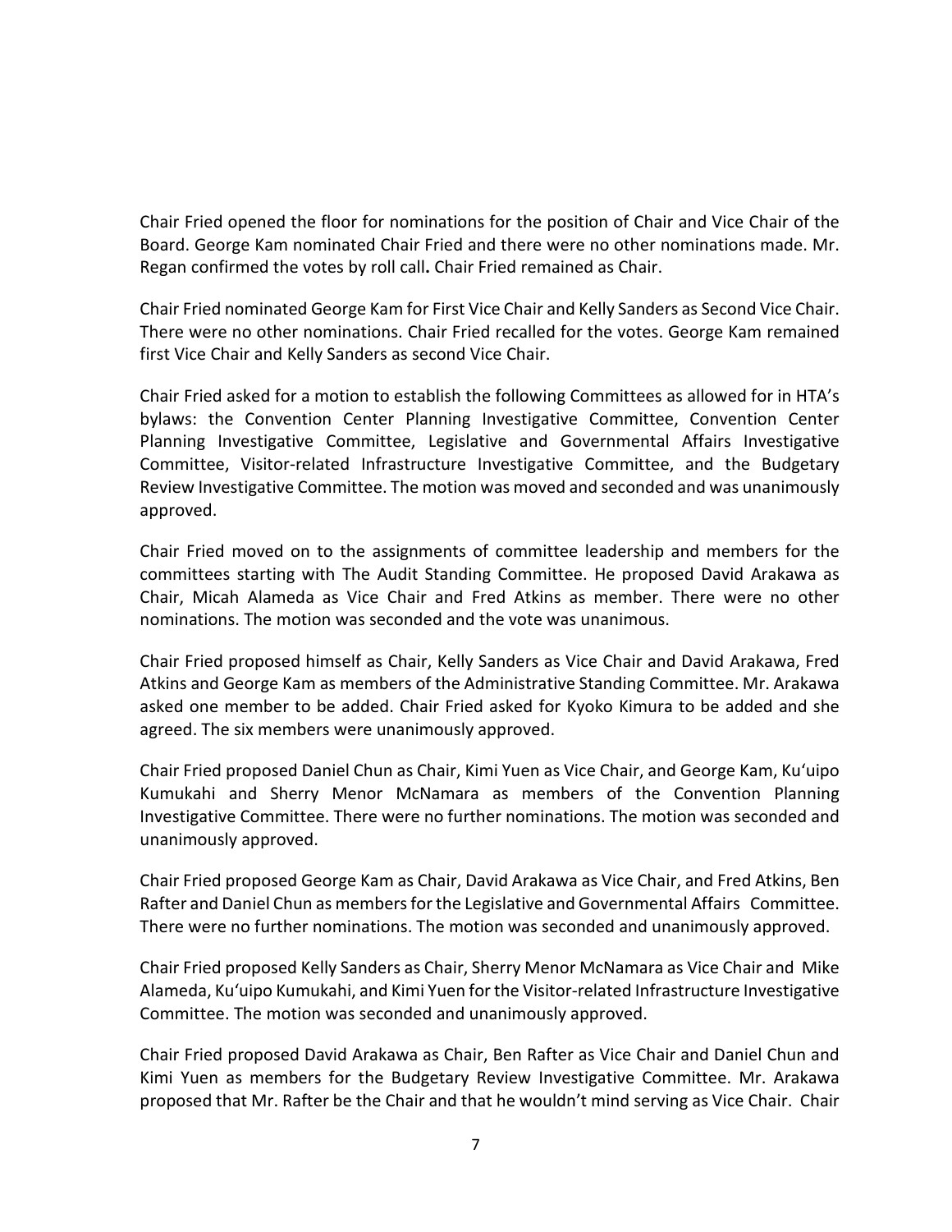Chair Fried opened the floor for nominations for the position of Chair and Vice Chair of the Board. George Kam nominated Chair Fried and there were no other nominations made. Mr. Regan confirmed the votes by roll call**.** Chair Fried remained as Chair.

Chair Fried nominated George Kam for First Vice Chair and Kelly Sanders as Second Vice Chair. There were no other nominations. Chair Fried recalled for the votes. George Kam remained first Vice Chair and Kelly Sanders as second Vice Chair.

Chair Fried asked for a motion to establish the following Committees as allowed for in HTA's bylaws: the Convention Center Planning Investigative Committee, Convention Center Planning Investigative Committee, Legislative and Governmental Affairs Investigative Committee, Visitor-related Infrastructure Investigative Committee, and the Budgetary Review Investigative Committee. The motion was moved and seconded and was unanimously approved.

Chair Fried moved on to the assignments of committee leadership and members for the committees starting with The Audit Standing Committee. He proposed David Arakawa as Chair, Micah Alameda as Vice Chair and Fred Atkins as member. There were no other nominations. The motion was seconded and the vote was unanimous.

Chair Fried proposed himself as Chair, Kelly Sanders as Vice Chair and David Arakawa, Fred Atkins and George Kam as members of the Administrative Standing Committee. Mr. Arakawa asked one member to be added. Chair Fried asked for Kyoko Kimura to be added and she agreed. The six members were unanimously approved.

Chair Fried proposed Daniel Chun as Chair, Kimi Yuen as Vice Chair, and George Kam, Ku'uipo Kumukahi and Sherry Menor McNamara as members of the Convention Planning Investigative Committee. There were no further nominations. The motion was seconded and unanimously approved.

Chair Fried proposed George Kam as Chair, David Arakawa as Vice Chair, and Fred Atkins, Ben Rafter and Daniel Chun as members for the Legislative and Governmental Affairs Committee. There were no further nominations. The motion was seconded and unanimously approved.

Chair Fried proposed Kelly Sanders as Chair, Sherry Menor McNamara as Vice Chair and Mike Alameda, Ku'uipo Kumukahi, and Kimi Yuen for the Visitor-related Infrastructure Investigative Committee. The motion was seconded and unanimously approved.

Chair Fried proposed David Arakawa as Chair, Ben Rafter as Vice Chair and Daniel Chun and Kimi Yuen as members for the Budgetary Review Investigative Committee. Mr. Arakawa proposed that Mr. Rafter be the Chair and that he wouldn't mind serving as Vice Chair. Chair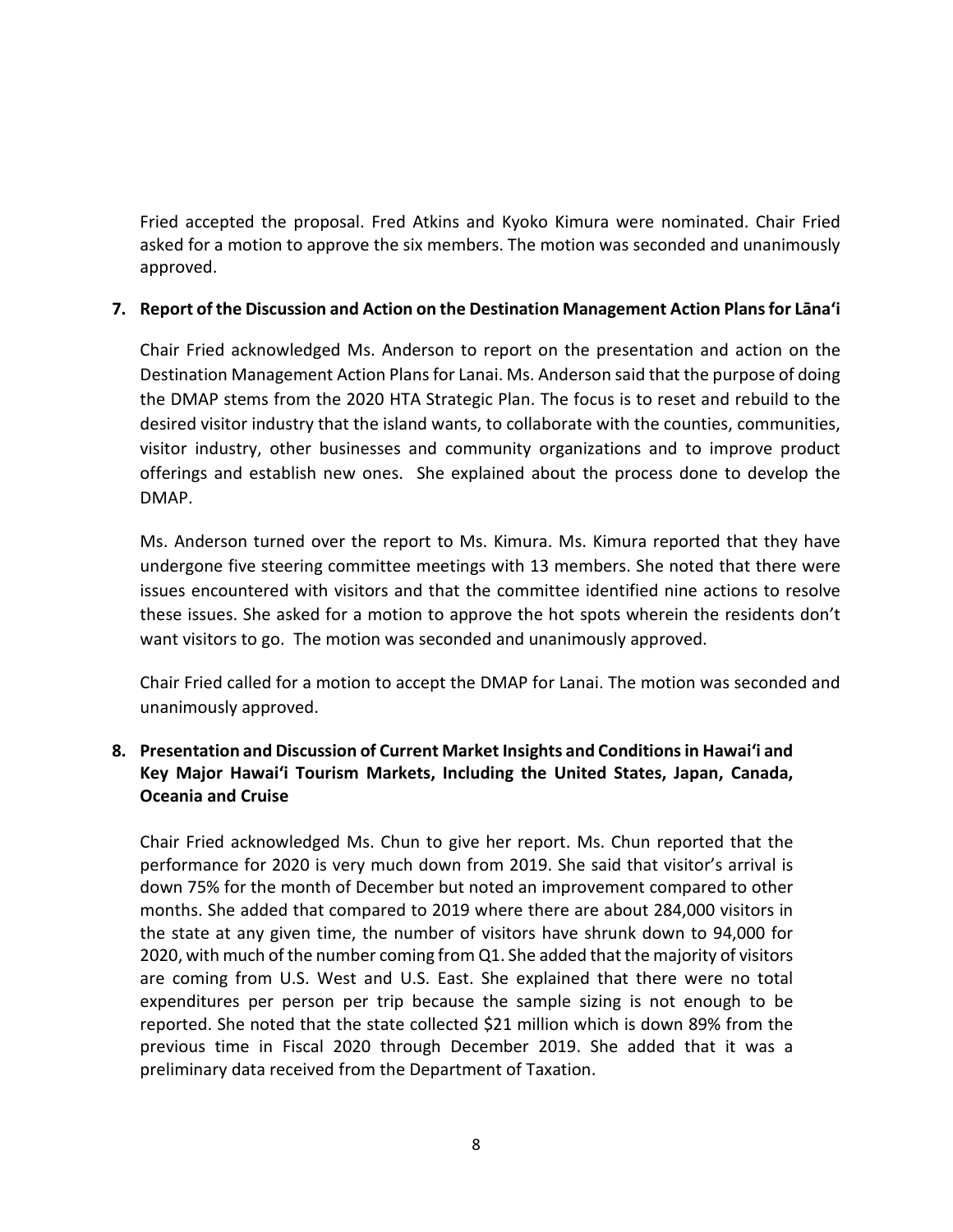Fried accepted the proposal. Fred Atkins and Kyoko Kimura were nominated. Chair Fried asked for a motion to approve the six members. The motion was seconded and unanimously approved.

**7. Report of the Discussion and Action on the Destination Management Action Plans for Lānaʻi**

Chair Fried acknowledged Ms. Anderson to report on the presentation and action on the Destination Management Action Plans for Lanai. Ms. Anderson said that the purpose of doing the DMAP stems from the 2020 HTA Strategic Plan. The focus is to reset and rebuild to the desired visitor industry that the island wants, to collaborate with the counties, communities, visitor industry, other businesses and community organizations and to improve product offerings and establish new ones. She explained about the process done to develop the DMAP.

Ms. Anderson turned over the report to Ms. Kimura. Ms. Kimura reported that they have undergone five steering committee meetings with 13 members. She noted that there were issues encountered with visitors and that the committee identified nine actions to resolve these issues. She asked for a motion to approve the hot spots wherein the residents don't want visitors to go. The motion was seconded and unanimously approved.

Chair Fried called for a motion to accept the DMAP for Lanai. The motion was seconded and unanimously approved.

**8. Presentation and Discussion of Current Market Insights and Conditions in Hawaiʻi and Key Major Hawaiʻi Tourism Markets, Including the United States, Japan, Canada, Oceania and Cruise**

Chair Fried acknowledged Ms. Chun to give her report. Ms. Chun reported that the performance for 2020 is very much down from 2019. She said that visitor's arrival is down 75% for the month of December but noted an improvement compared to other months. She added that compared to 2019 where there are about 284,000 visitors in the state at any given time, the number of visitors have shrunk down to 94,000 for 2020, with much of the number coming from Q1. She added that the majority of visitors are coming from U.S. West and U.S. East. She explained that there were no total expenditures per person per trip because the sample sizing is not enough to be reported. She noted that the state collected $21 million which is down 89% from the previous time in Fiscal 2020 through December 2019. She added that it was a preliminary data received from the Department of Taxation.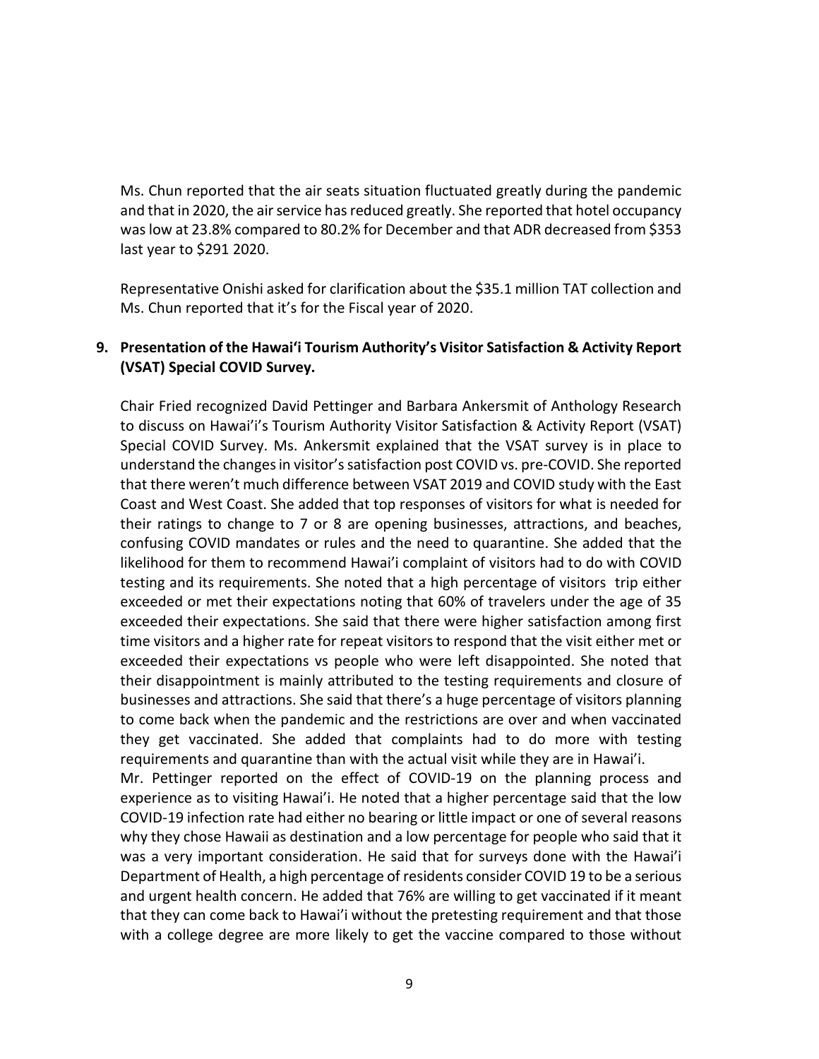Ms. Chun reported that the air seats situation fluctuated greatly during the pandemic and that in 2020, the air service has reduced greatly. She reported that hotel occupancy was low at 23.8% compared to 80.2% for December and that ADR decreased from $353 last year to $291 2020.

Representative Onishi asked for clarification about the $35.1 million TAT collection and Ms. Chun reported that it's for the Fiscal year of 2020.

**9. Presentation of the Hawai'i Tourism Authority's Visitor Satisfaction & Activity Report (VSAT) Special COVID Survey.**

Chair Fried recognized David Pettinger and Barbara Ankersmit of Anthology Research to discuss on Hawai'i's Tourism Authority Visitor Satisfaction & Activity Report (VSAT) Special COVID Survey. Ms. Ankersmit explained that the VSAT survey is in place to understand the changes in visitor's satisfaction post COVID vs. pre-COVID. She reported that there weren't much difference between VSAT 2019 and COVID study with the East Coast and West Coast. She added that top responses of visitors for what is needed for their ratings to change to 7 or 8 are opening businesses, attractions, and beaches, confusing COVID mandates or rules and the need to quarantine. She added that the likelihood for them to recommend Hawai'i complaint of visitors had to do with COVID testing and its requirements. She noted that a high percentage of visitors trip either exceeded or met their expectations noting that 60% of travelers under the age of 35 exceeded their expectations. She said that there were higher satisfaction among first time visitors and a higher rate for repeat visitors to respond that the visit either met or exceeded their expectations vs people who were left disappointed. She noted that their disappointment is mainly attributed to the testing requirements and closure of businesses and attractions. She said that there's a huge percentage of visitors planning to come back when the pandemic and the restrictions are over and when vaccinated they get vaccinated. She added that complaints had to do more with testing requirements and quarantine than with the actual visit while they are in Hawai'i.

Mr. Pettinger reported on the effect of COVID-19 on the planning process and experience as to visiting Hawai'i. He noted that a higher percentage said that the low COVID-19 infection rate had either no bearing or little impact or one of several reasons why they chose Hawaii as destination and a low percentage for people who said that it was a very important consideration. He said that for surveys done with the Hawai'i Department of Health, a high percentage of residents consider COVID 19 to be a serious and urgent health concern. He added that 76% are willing to get vaccinated if it meant that they can come back to Hawai'i without the pretesting requirement and that those with a college degree are more likely to get the vaccine compared to those without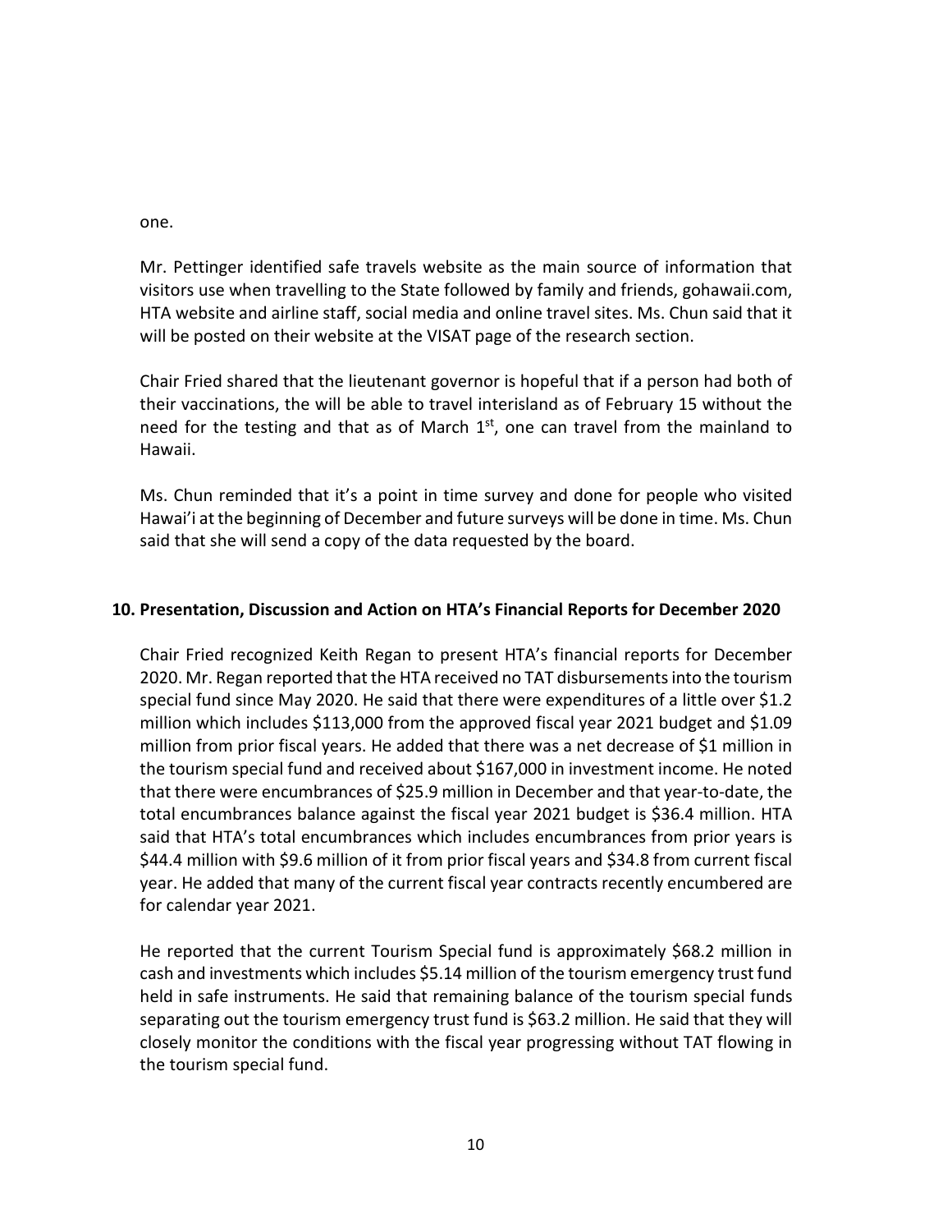one.

Mr. Pettinger identified safe travels website as the main source of information that visitors use when travelling to the State followed by family and friends, gohawaii.com, HTA website and airline staff, social media and online travel sites. Ms. Chun said that it will be posted on their website at the VISAT page of the research section.

Chair Fried shared that the lieutenant governor is hopeful that if a person had both of their vaccinations, the will be able to travel interisland as of February 15 without the need for the testing and that as of March 1st, one can travel from the mainland to Hawaii.

Ms. Chun reminded that it's a point in time survey and done for people who visited Hawai'i at the beginning of December and future surveys will be done in time. Ms. Chun said that she will send a copy of the data requested by the board.

### 10. Presentation, Discussion and Action on HTA's Financial Reports for December 2020

Chair Fried recognized Keith Regan to present HTA's financial reports for December 2020. Mr. Regan reported that the HTA received no TAT disbursements into the tourism special fund since May 2020. He said that there were expenditures of a little over $1.2 million which includes $113,000 from the approved fiscal year 2021 budget and $1.09 million from prior fiscal years. He added that there was a net decrease of $1 million in the tourism special fund and received about $167,000 in investment income. He noted that there were encumbrances of $25.9 million in December and that year-to-date, the total encumbrances balance against the fiscal year 2021 budget is $36.4 million. HTA said that HTA's total encumbrances which includes encumbrances from prior years is $44.4 million with $9.6 million of it from prior fiscal years and $34.8 from current fiscal year. He added that many of the current fiscal year contracts recently encumbered are for calendar year 2021.

He reported that the current Tourism Special fund is approximately $68.2 million in cash and investments which includes $5.14 million of the tourism emergency trust fund held in safe instruments. He said that remaining balance of the tourism special funds separating out the tourism emergency trust fund is $63.2 million. He said that they will closely monitor the conditions with the fiscal year progressing without TAT flowing in the tourism special fund.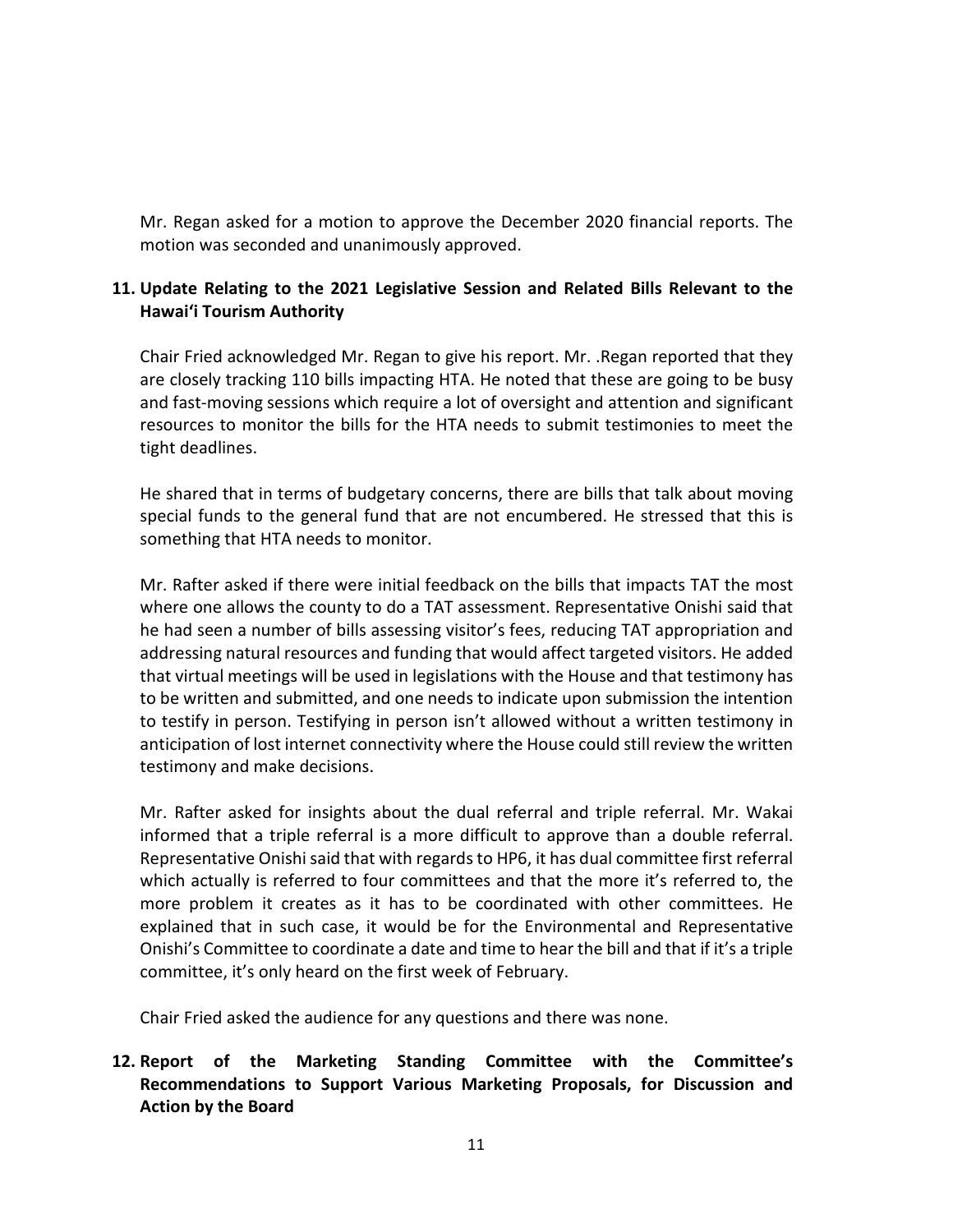Mr. Regan asked for a motion to approve the December 2020 financial reports. The motion was seconded and unanimously approved.

**11. Update Relating to the 2021 Legislative Session and Related Bills Relevant to the Hawaiʻi Tourism Authority**

Chair Fried acknowledged Mr. Regan to give his report. Mr. .Regan reported that they are closely tracking 110 bills impacting HTA. He noted that these are going to be busy and fast-moving sessions which require a lot of oversight and attention and significant resources to monitor the bills for the HTA needs to submit testimonies to meet the tight deadlines.

He shared that in terms of budgetary concerns, there are bills that talk about moving special funds to the general fund that are not encumbered. He stressed that this is something that HTA needs to monitor.

Mr. Rafter asked if there were initial feedback on the bills that impacts TAT the most where one allows the county to do a TAT assessment. Representative Onishi said that he had seen a number of bills assessing visitor's fees, reducing TAT appropriation and addressing natural resources and funding that would affect targeted visitors. He added that virtual meetings will be used in legislations with the House and that testimony has to be written and submitted, and one needs to indicate upon submission the intention to testify in person. Testifying in person isn't allowed without a written testimony in anticipation of lost internet connectivity where the House could still review the written testimony and make decisions.

Mr. Rafter asked for insights about the dual referral and triple referral. Mr. Wakai informed that a triple referral is a more difficult to approve than a double referral. Representative Onishi said that with regards to HP6, it has dual committee first referral which actually is referred to four committees and that the more it's referred to, the more problem it creates as it has to be coordinated with other committees. He explained that in such case, it would be for the Environmental and Representative Onishi's Committee to coordinate a date and time to hear the bill and that if it's a triple committee, it's only heard on the first week of February.

Chair Fried asked the audience for any questions and there was none.

**12. Report of the Marketing Standing Committee with the Committee's Recommendations to Support Various Marketing Proposals, for Discussion and Action by the Board**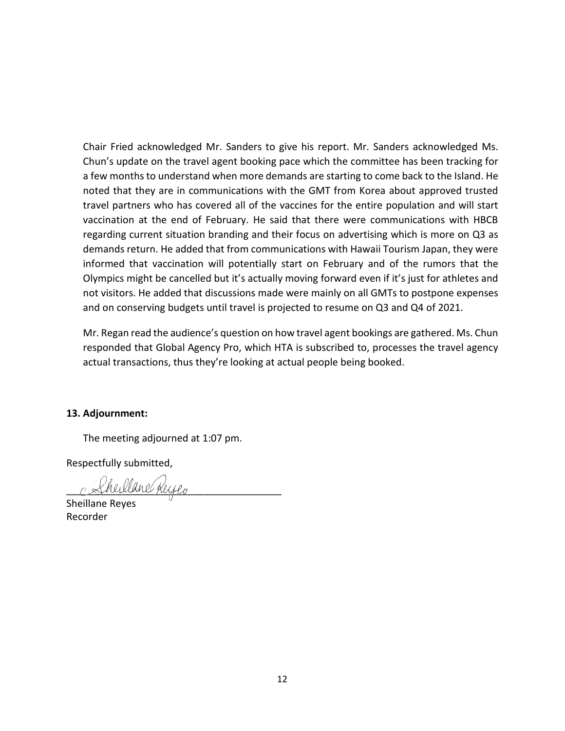Chair Fried acknowledged Mr. Sanders to give his report. Mr. Sanders acknowledged Ms. Chun's update on the travel agent booking pace which the committee has been tracking for a few months to understand when more demands are starting to come back to the Island. He noted that they are in communications with the GMT from Korea about approved trusted travel partners who has covered all of the vaccines for the entire population and will start vaccination at the end of February. He said that there were communications with HBCB regarding current situation branding and their focus on advertising which is more on Q3 as demands return. He added that from communications with Hawaii Tourism Japan, they were informed that vaccination will potentially start on February and of the rumors that the Olympics might be cancelled but it's actually moving forward even if it's just for athletes and not visitors. He added that discussions made were mainly on all GMTs to postpone expenses and on conserving budgets until travel is projected to resume on Q3 and Q4 of 2021.

Mr. Regan read the audience's question on how travel agent bookings are gathered. Ms. Chun responded that Global Agency Pro, which HTA is subscribed to, processes the travel agency actual transactions, thus they're looking at actual people being booked.

**13. Adjournment:**

The meeting adjourned at 1:07 pm.

Respectfully submitted,

Sheillane Reyes
Recorder